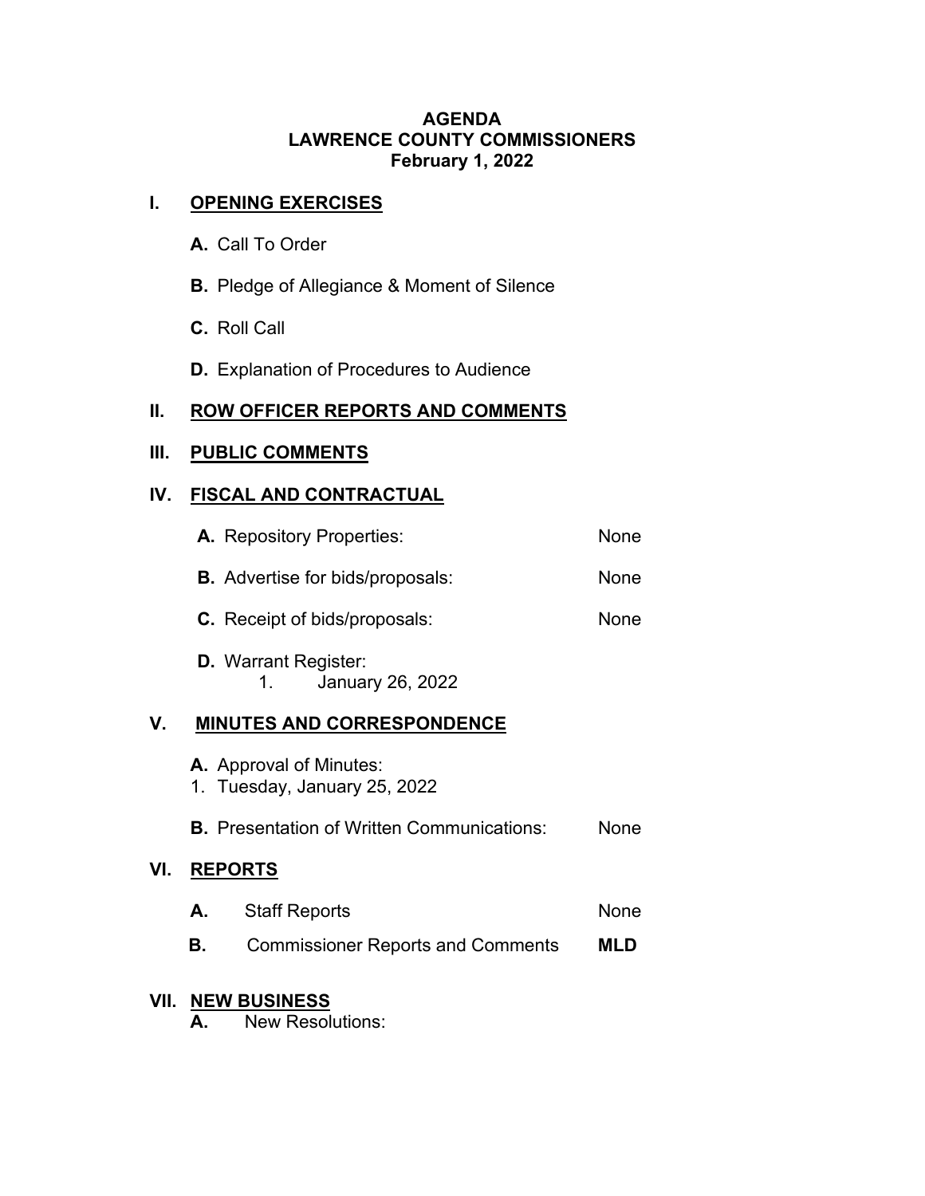**AGENDA**
**LAWRENCE COUNTY COMMISSIONERS**
**February 1, 2022**

## I. OPENING EXERCISES

**A.** Call To Order

**B.** Pledge of Allegiance & Moment of Silence

**C.** Roll Call

**D.** Explanation of Procedures to Audience

## II. ROW OFFICER REPORTS AND COMMENTS

## III. PUBLIC COMMENTS

## IV. FISCAL AND CONTRACTUAL

**A.** Repository Properties: None

**B.** Advertise for bids/proposals: None

**C.** Receipt of bids/proposals: None

**D.** Warrant Register:

1. January 26, 2022

## V. MINUTES AND CORRESPONDENCE

**A.** Approval of Minutes:

1. Tuesday, January 25, 2022

**B.** Presentation of Written Communications: None

## VI. REPORTS

**A.** Staff Reports None

**B.** Commissioner Reports and Comments **MLD**

## VII. NEW BUSINESS

**A.** New Resolutions: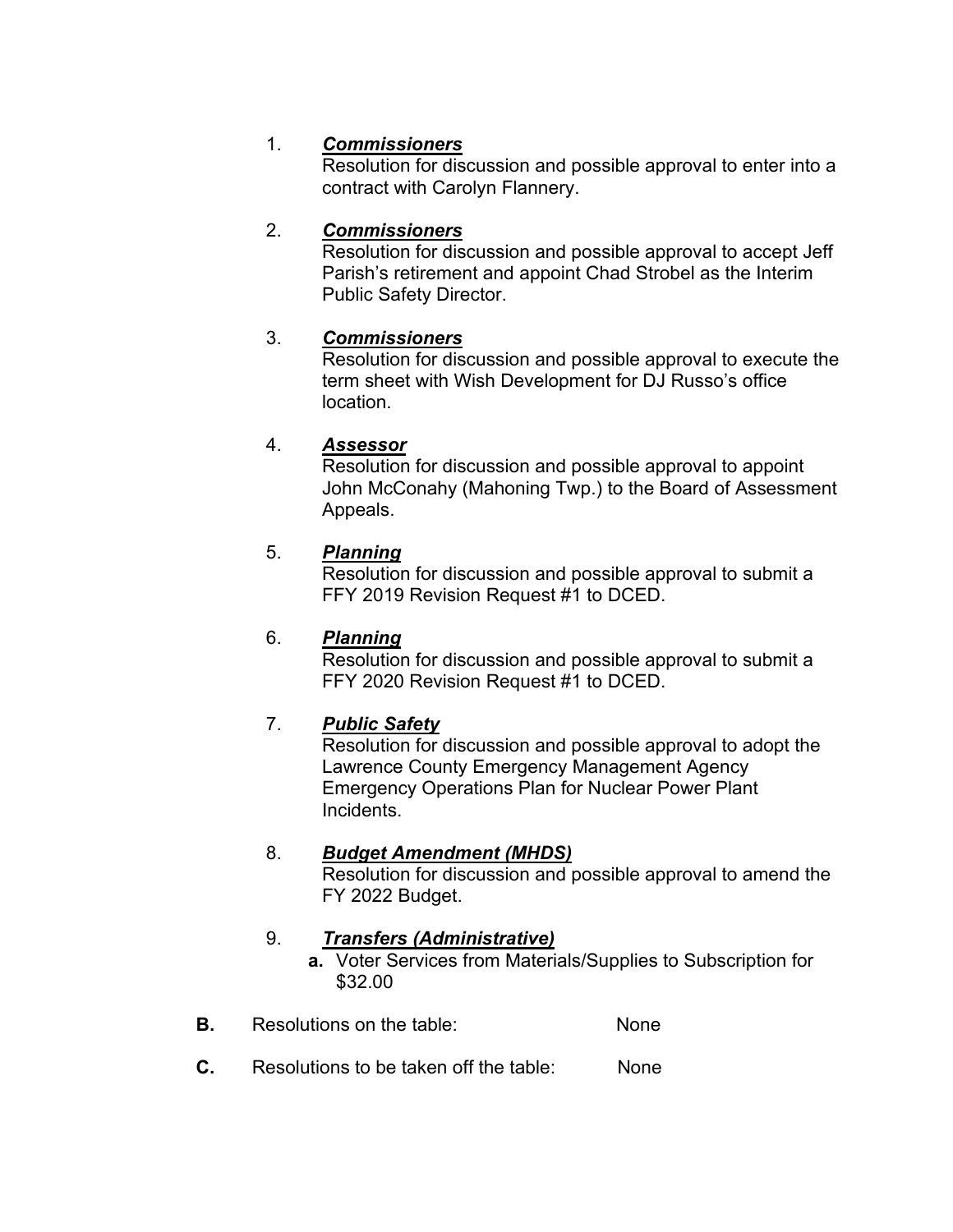1. ***Commissioners***
   Resolution for discussion and possible approval to enter into a contract with Carolyn Flannery.

2. ***Commissioners***
   Resolution for discussion and possible approval to accept Jeff Parish's retirement and appoint Chad Strobel as the Interim Public Safety Director.

3. ***Commissioners***
   Resolution for discussion and possible approval to execute the term sheet with Wish Development for DJ Russo's office location.

4. ***Assessor***
   Resolution for discussion and possible approval to appoint John McConahy (Mahoning Twp.) to the Board of Assessment Appeals.

5. ***Planning***
   Resolution for discussion and possible approval to submit a FFY 2019 Revision Request #1 to DCED.

6. ***Planning***
   Resolution for discussion and possible approval to submit a FFY 2020 Revision Request #1 to DCED.

7. ***Public Safety***
   Resolution for discussion and possible approval to adopt the Lawrence County Emergency Management Agency Emergency Operations Plan for Nuclear Power Plant Incidents.

8. ***Budget Amendment (MHDS)***
   Resolution for discussion and possible approval to amend the FY 2022 Budget.

9. ***Transfers (Administrative)***
   **a.** Voter Services from Materials/Supplies to Subscription for $32.00

**B.** Resolutions on the table: None

**C.** Resolutions to be taken off the table: None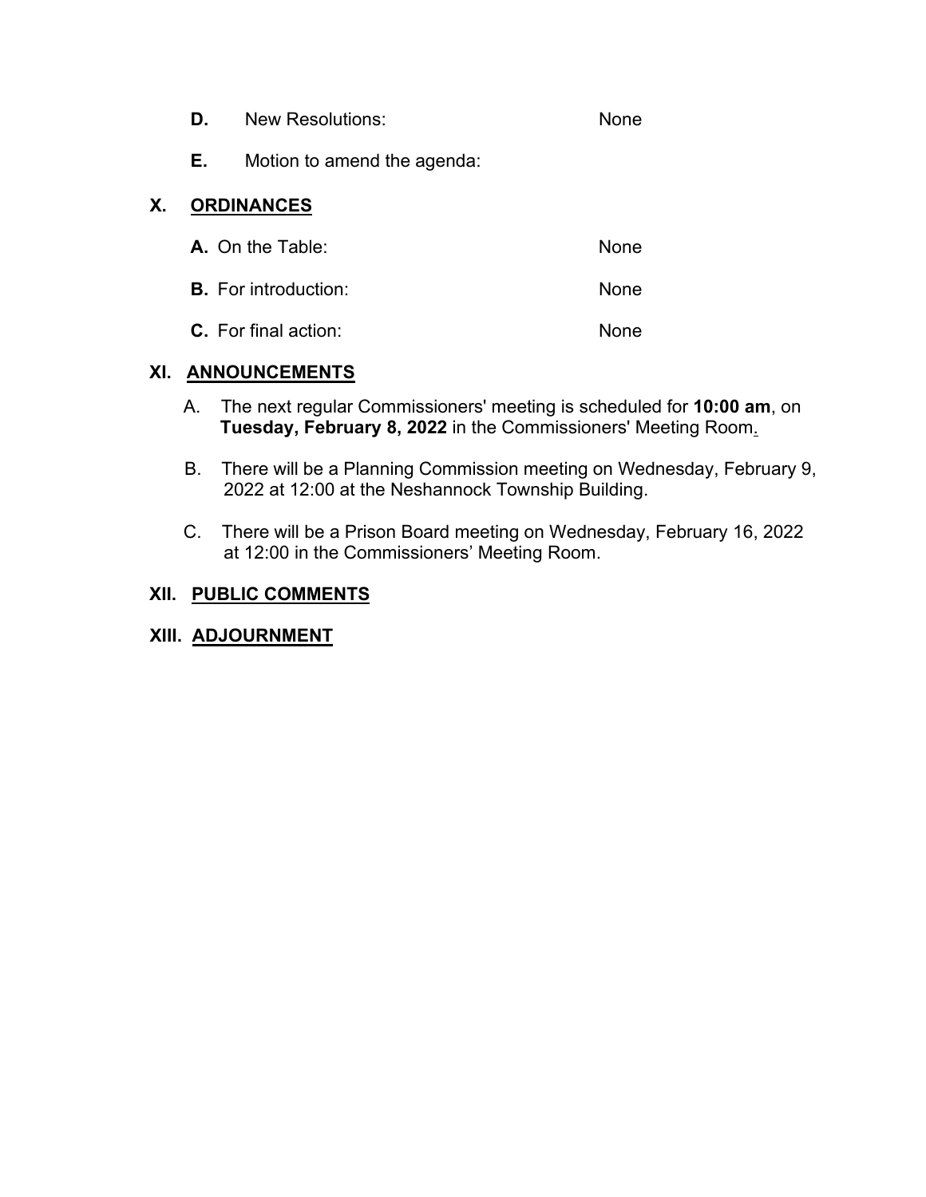**D.** New Resolutions: None

**E.** Motion to amend the agenda:

## X. ORDINANCES

**A.** On the Table: None

**B.** For introduction: None

**C.** For final action: None

## XI. ANNOUNCEMENTS

A. The next regular Commissioners' meeting is scheduled for **10:00 am**, on **Tuesday, February 8, 2022** in the Commissioners' Meeting Room.

B. There will be a Planning Commission meeting on Wednesday, February 9, 2022 at 12:00 at the Neshannock Township Building.

C. There will be a Prison Board meeting on Wednesday, February 16, 2022 at 12:00 in the Commissioners' Meeting Room.

## XII. PUBLIC COMMENTS

## XIII. ADJOURNMENT